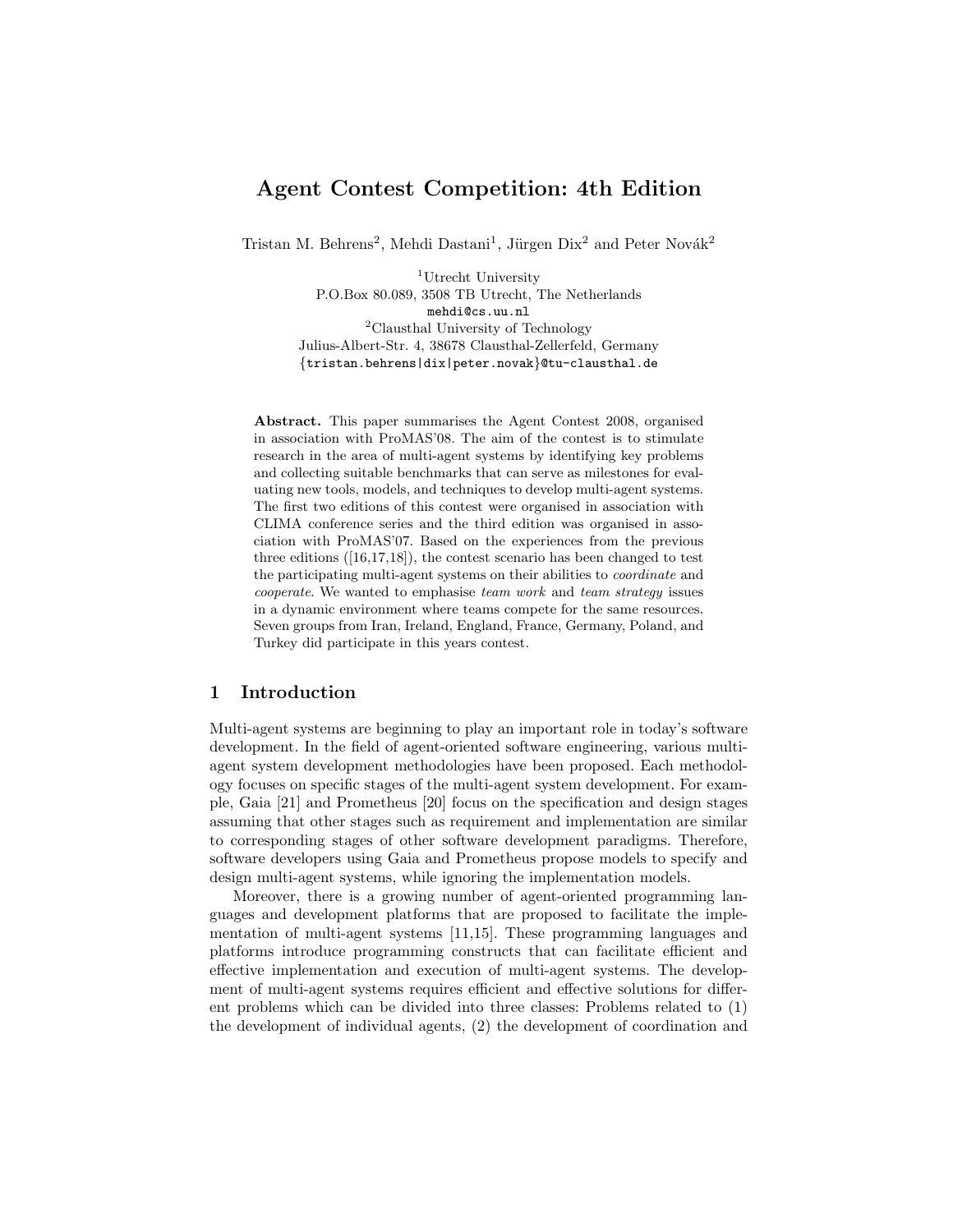# Agent Contest Competition: 4th Edition

Tristan M. Behrens[2], Mehdi Dastani[1], Jürgen Dix[2] and Peter Novák[2]

[1]Utrecht University
P.O.Box 80.089, 3508 TB Utrecht, The Netherlands
mehdi@cs.uu.nl
[2]Clausthal University of Technology
Julius-Albert-Str. 4, 38678 Clausthal-Zellerfeld, Germany
{tristan.behrens|dix|peter.novak}@tu-clausthal.de

**Abstract.** This paper summarises the Agent Contest 2008, organised in association with ProMAS'08. The aim of the contest is to stimulate research in the area of multi-agent systems by identifying key problems and collecting suitable benchmarks that can serve as milestones for evaluating new tools, models, and techniques to develop multi-agent systems. The first two editions of this contest were organised in association with CLIMA conference series and the third edition was organised in association with ProMAS'07. Based on the experiences from the previous three editions ([16,17,18]), the contest scenario has been changed to test the participating multi-agent systems on their abilities to *coordinate* and *cooperate*. We wanted to emphasise *team work* and *team strategy* issues in a dynamic environment where teams compete for the same resources. Seven groups from Iran, Ireland, England, France, Germany, Poland, and Turkey did participate in this years contest.

## 1 Introduction

Multi-agent systems are beginning to play an important role in today's software development. In the field of agent-oriented software engineering, various multi-agent system development methodologies have been proposed. Each methodology focuses on specific stages of the multi-agent system development. For example, Gaia [21] and Prometheus [20] focus on the specification and design stages assuming that other stages such as requirement and implementation are similar to corresponding stages of other software development paradigms. Therefore, software developers using Gaia and Prometheus propose models to specify and design multi-agent systems, while ignoring the implementation models.

Moreover, there is a growing number of agent-oriented programming languages and development platforms that are proposed to facilitate the implementation of multi-agent systems [11,15]. These programming languages and platforms introduce programming constructs that can facilitate efficient and effective implementation and execution of multi-agent systems. The development of multi-agent systems requires efficient and effective solutions for different problems which can be divided into three classes: Problems related to (1) the development of individual agents, (2) the development of coordination and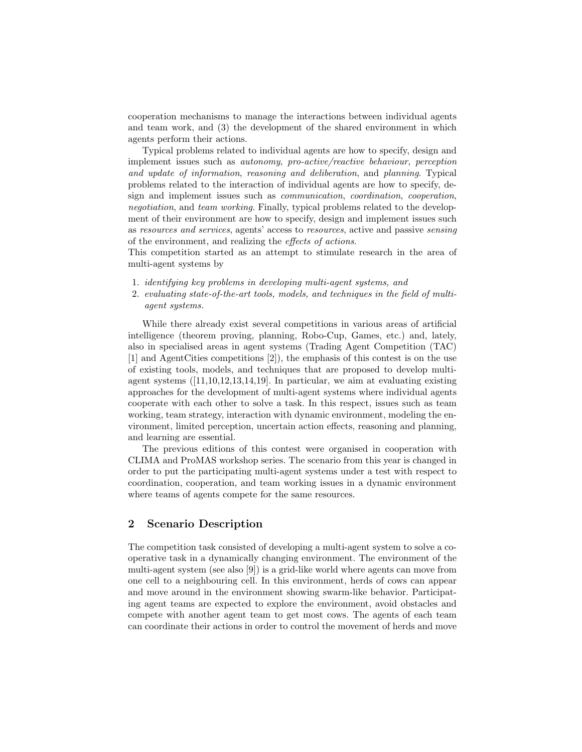cooperation mechanisms to manage the interactions between individual agents and team work, and (3) the development of the shared environment in which agents perform their actions.

Typical problems related to individual agents are how to specify, design and implement issues such as *autonomy*, *pro-active/reactive behaviour*, *perception and update of information*, *reasoning and deliberation*, and *planning*. Typical problems related to the interaction of individual agents are how to specify, design and implement issues such as *communication*, *coordination*, *cooperation*, *negotiation*, and *team working*. Finally, typical problems related to the development of their environment are how to specify, design and implement issues such as *resources and services*, agents' access to *resources*, active and passive *sensing* of the environment, and realizing the *effects of actions*.
This competition started as an attempt to stimulate research in the area of multi-agent systems by

1. *identifying key problems in developing multi-agent systems, and*
2. *evaluating state-of-the-art tools, models, and techniques in the field of multi-agent systems.*

While there already exist several competitions in various areas of artificial intelligence (theorem proving, planning, Robo-Cup, Games, etc.) and, lately, also in specialised areas in agent systems (Trading Agent Competition (TAC) [1] and AgentCities competitions [2]), the emphasis of this contest is on the use of existing tools, models, and techniques that are proposed to develop multi-agent systems ([11,10,12,13,14,19]. In particular, we aim at evaluating existing approaches for the development of multi-agent systems where individual agents cooperate with each other to solve a task. In this respect, issues such as team working, team strategy, interaction with dynamic environment, modeling the environment, limited perception, uncertain action effects, reasoning and planning, and learning are essential.

The previous editions of this contest were organised in cooperation with CLIMA and ProMAS workshop series. The scenario from this year is changed in order to put the participating multi-agent systems under a test with respect to coordination, cooperation, and team working issues in a dynamic environment where teams of agents compete for the same resources.

## 2 Scenario Description

The competition task consisted of developing a multi-agent system to solve a cooperative task in a dynamically changing environment. The environment of the multi-agent system (see also [9]) is a grid-like world where agents can move from one cell to a neighbouring cell. In this environment, herds of cows can appear and move around in the environment showing swarm-like behavior. Participating agent teams are expected to explore the environment, avoid obstacles and compete with another agent team to get most cows. The agents of each team can coordinate their actions in order to control the movement of herds and move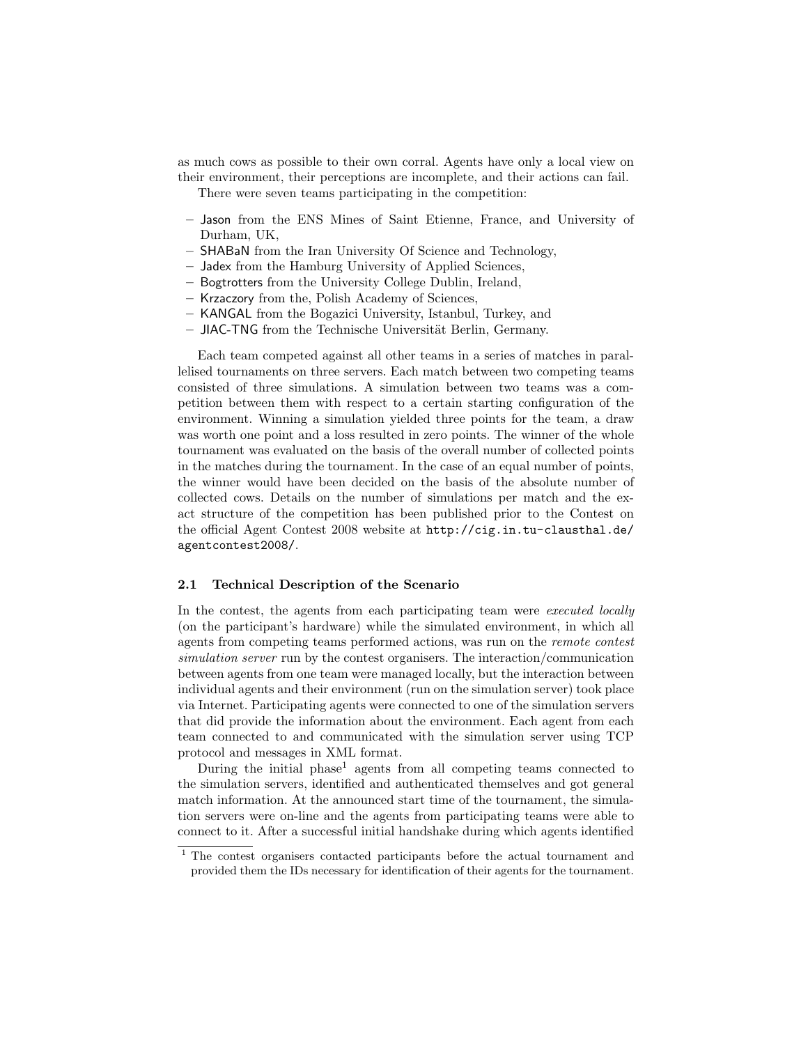as much cows as possible to their own corral. Agents have only a local view on their environment, their perceptions are incomplete, and their actions can fail.

There were seven teams participating in the competition:

– Jason from the ENS Mines of Saint Etienne, France, and University of Durham, UK,
– SHABaN from the Iran University Of Science and Technology,
– Jadex from the Hamburg University of Applied Sciences,
– Bogtrotters from the University College Dublin, Ireland,
– Krzaczory from the, Polish Academy of Sciences,
– KANGAL from the Bogazici University, Istanbul, Turkey, and
– JIAC-TNG from the Technische Universität Berlin, Germany.

Each team competed against all other teams in a series of matches in parallelised tournaments on three servers. Each match between two competing teams consisted of three simulations. A simulation between two teams was a competition between them with respect to a certain starting configuration of the environment. Winning a simulation yielded three points for the team, a draw was worth one point and a loss resulted in zero points. The winner of the whole tournament was evaluated on the basis of the overall number of collected points in the matches during the tournament. In the case of an equal number of points, the winner would have been decided on the basis of the absolute number of collected cows. Details on the number of simulations per match and the exact structure of the competition has been published prior to the Contest on the official Agent Contest 2008 website at `http://cig.in.tu-clausthal.de/agentcontest2008/`.

### 2.1 Technical Description of the Scenario

In the contest, the agents from each participating team were *executed locally* (on the participant's hardware) while the simulated environment, in which all agents from competing teams performed actions, was run on the *remote contest simulation server* run by the contest organisers. The interaction/communication between agents from one team were managed locally, but the interaction between individual agents and their environment (run on the simulation server) took place via Internet. Participating agents were connected to one of the simulation servers that did provide the information about the environment. Each agent from each team connected to and communicated with the simulation server using TCP protocol and messages in XML format.

During the initial phase[1] agents from all competing teams connected to the simulation servers, identified and authenticated themselves and got general match information. At the announced start time of the tournament, the simulation servers were on-line and the agents from participating teams were able to connect to it. After a successful initial handshake during which agents identified

[1] The contest organisers contacted participants before the actual tournament and provided them the IDs necessary for identification of their agents for the tournament.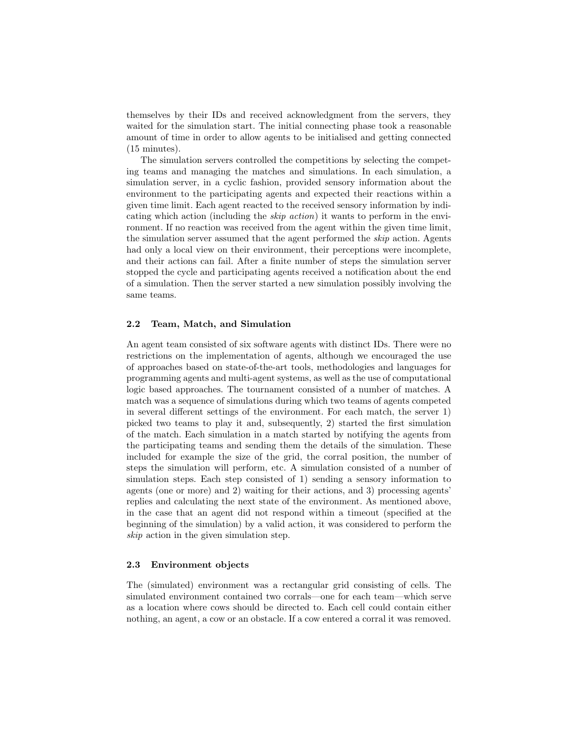themselves by their IDs and received acknowledgment from the servers, they waited for the simulation start. The initial connecting phase took a reasonable amount of time in order to allow agents to be initialised and getting connected (15 minutes).

The simulation servers controlled the competitions by selecting the competing teams and managing the matches and simulations. In each simulation, a simulation server, in a cyclic fashion, provided sensory information about the environment to the participating agents and expected their reactions within a given time limit. Each agent reacted to the received sensory information by indicating which action (including the *skip action*) it wants to perform in the environment. If no reaction was received from the agent within the given time limit, the simulation server assumed that the agent performed the *skip* action. Agents had only a local view on their environment, their perceptions were incomplete, and their actions can fail. After a finite number of steps the simulation server stopped the cycle and participating agents received a notification about the end of a simulation. Then the server started a new simulation possibly involving the same teams.

### 2.2 Team, Match, and Simulation

An agent team consisted of six software agents with distinct IDs. There were no restrictions on the implementation of agents, although we encouraged the use of approaches based on state-of-the-art tools, methodologies and languages for programming agents and multi-agent systems, as well as the use of computational logic based approaches. The tournament consisted of a number of matches. A match was a sequence of simulations during which two teams of agents competed in several different settings of the environment. For each match, the server 1) picked two teams to play it and, subsequently, 2) started the first simulation of the match. Each simulation in a match started by notifying the agents from the participating teams and sending them the details of the simulation. These included for example the size of the grid, the corral position, the number of steps the simulation will perform, etc. A simulation consisted of a number of simulation steps. Each step consisted of 1) sending a sensory information to agents (one or more) and 2) waiting for their actions, and 3) processing agents' replies and calculating the next state of the environment. As mentioned above, in the case that an agent did not respond within a timeout (specified at the beginning of the simulation) by a valid action, it was considered to perform the *skip* action in the given simulation step.

### 2.3 Environment objects

The (simulated) environment was a rectangular grid consisting of cells. The simulated environment contained two corrals—one for each team—which serve as a location where cows should be directed to. Each cell could contain either nothing, an agent, a cow or an obstacle. If a cow entered a corral it was removed.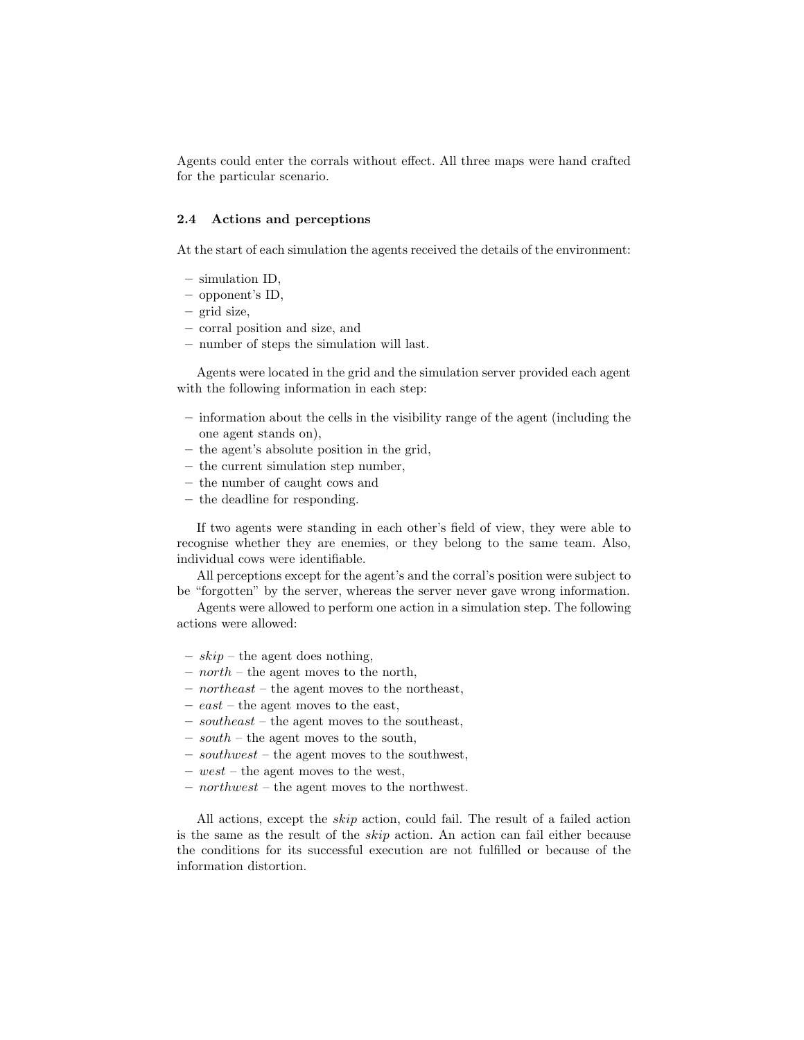Agents could enter the corrals without effect. All three maps were hand crafted for the particular scenario.

### 2.4 Actions and perceptions

At the start of each simulation the agents received the details of the environment:

- simulation ID,
- opponent's ID,
- grid size,
- corral position and size, and
- number of steps the simulation will last.

Agents were located in the grid and the simulation server provided each agent with the following information in each step:

- information about the cells in the visibility range of the agent (including the one agent stands on),
- the agent's absolute position in the grid,
- the current simulation step number,
- the number of caught cows and
- the deadline for responding.

If two agents were standing in each other's field of view, they were able to recognise whether they are enemies, or they belong to the same team. Also, individual cows were identifiable.

All perceptions except for the agent's and the corral's position were subject to be "forgotten" by the server, whereas the server never gave wrong information.

Agents were allowed to perform one action in a simulation step. The following actions were allowed:

- *skip* – the agent does nothing,
- *north* – the agent moves to the north,
- *northeast* – the agent moves to the northeast,
- *east* – the agent moves to the east,
- *southeast* – the agent moves to the southeast,
- *south* – the agent moves to the south,
- *southwest* – the agent moves to the southwest,
- *west* – the agent moves to the west,
- *northwest* – the agent moves to the northwest.

All actions, except the *skip* action, could fail. The result of a failed action is the same as the result of the *skip* action. An action can fail either because the conditions for its successful execution are not fulfilled or because of the information distortion.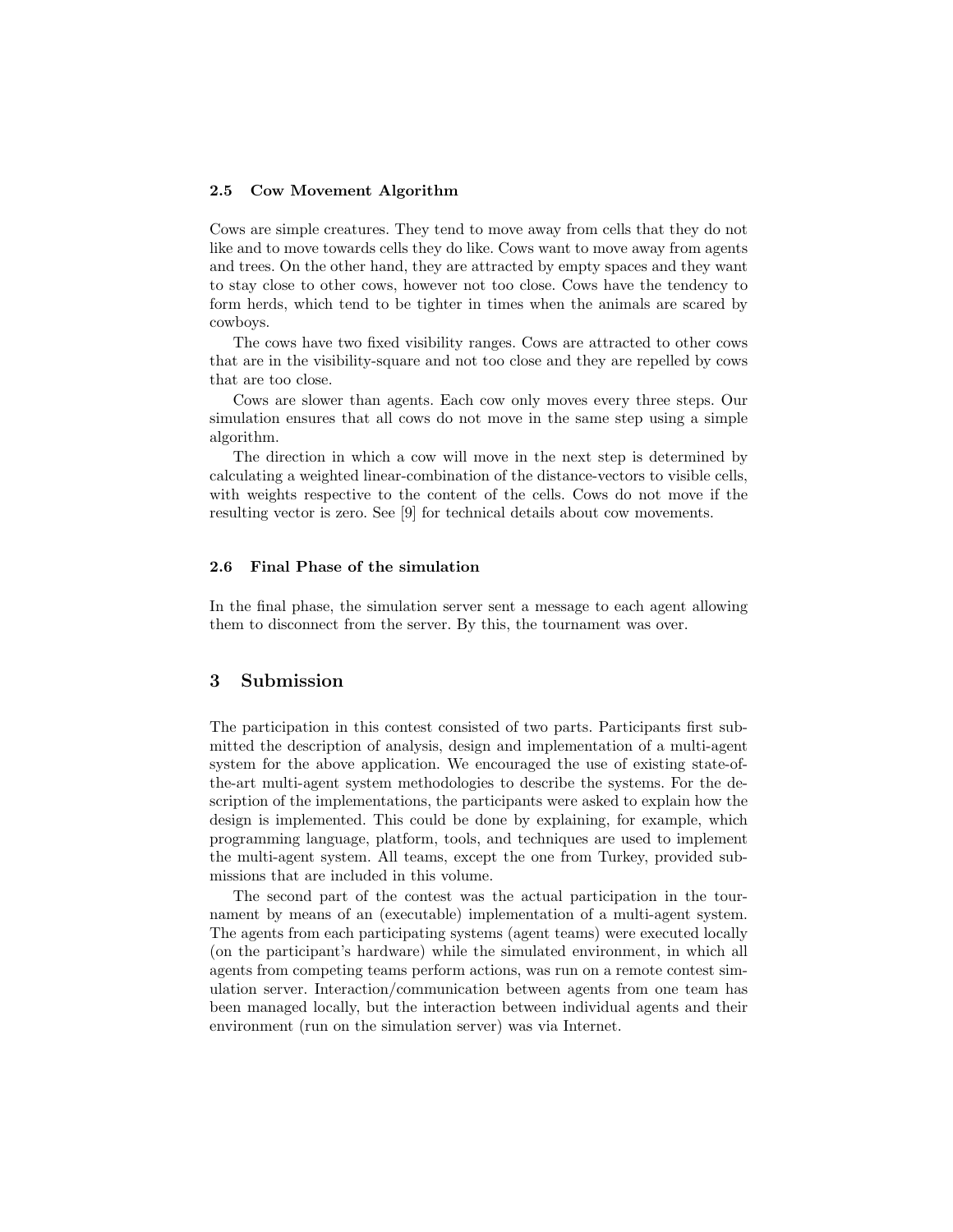### 2.5 Cow Movement Algorithm

Cows are simple creatures. They tend to move away from cells that they do not like and to move towards cells they do like. Cows want to move away from agents and trees. On the other hand, they are attracted by empty spaces and they want to stay close to other cows, however not too close. Cows have the tendency to form herds, which tend to be tighter in times when the animals are scared by cowboys.

The cows have two fixed visibility ranges. Cows are attracted to other cows that are in the visibility-square and not too close and they are repelled by cows that are too close.

Cows are slower than agents. Each cow only moves every three steps. Our simulation ensures that all cows do not move in the same step using a simple algorithm.

The direction in which a cow will move in the next step is determined by calculating a weighted linear-combination of the distance-vectors to visible cells, with weights respective to the content of the cells. Cows do not move if the resulting vector is zero. See [9] for technical details about cow movements.

### 2.6 Final Phase of the simulation

In the final phase, the simulation server sent a message to each agent allowing them to disconnect from the server. By this, the tournament was over.

## 3 Submission

The participation in this contest consisted of two parts. Participants first submitted the description of analysis, design and implementation of a multi-agent system for the above application. We encouraged the use of existing state-of-the-art multi-agent system methodologies to describe the systems. For the description of the implementations, the participants were asked to explain how the design is implemented. This could be done by explaining, for example, which programming language, platform, tools, and techniques are used to implement the multi-agent system. All teams, except the one from Turkey, provided submissions that are included in this volume.

The second part of the contest was the actual participation in the tournament by means of an (executable) implementation of a multi-agent system. The agents from each participating systems (agent teams) were executed locally (on the participant's hardware) while the simulated environment, in which all agents from competing teams perform actions, was run on a remote contest simulation server. Interaction/communication between agents from one team has been managed locally, but the interaction between individual agents and their environment (run on the simulation server) was via Internet.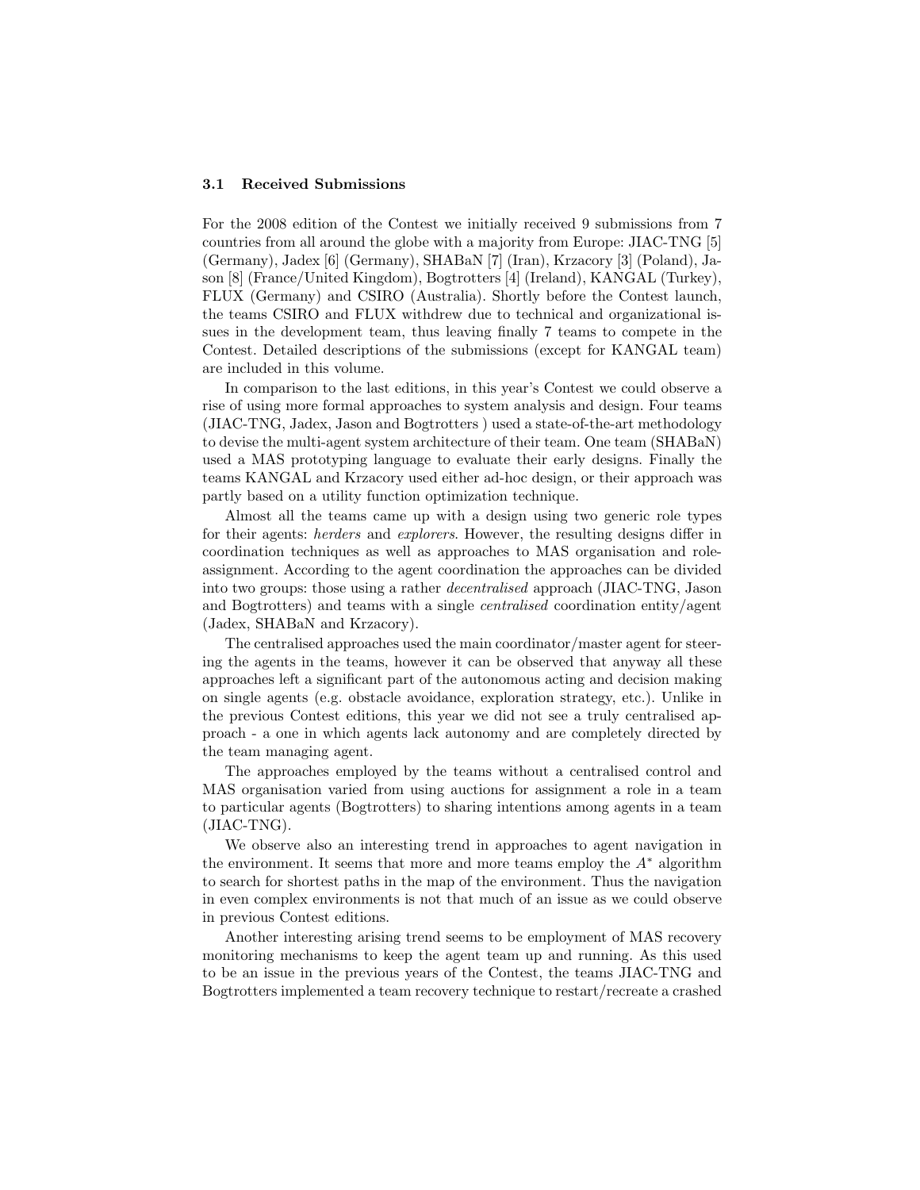### 3.1 Received Submissions

For the 2008 edition of the Contest we initially received 9 submissions from 7 countries from all around the globe with a majority from Europe: JIAC-TNG [5] (Germany), Jadex [6] (Germany), SHABaN [7] (Iran), Krzacory [3] (Poland), Jason [8] (France/United Kingdom), Bogtrotters [4] (Ireland), KANGAL (Turkey), FLUX (Germany) and CSIRO (Australia). Shortly before the Contest launch, the teams CSIRO and FLUX withdrew due to technical and organizational issues in the development team, thus leaving finally 7 teams to compete in the Contest. Detailed descriptions of the submissions (except for KANGAL team) are included in this volume.

In comparison to the last editions, in this year's Contest we could observe a rise of using more formal approaches to system analysis and design. Four teams (JIAC-TNG, Jadex, Jason and Bogtrotters ) used a state-of-the-art methodology to devise the multi-agent system architecture of their team. One team (SHABaN) used a MAS prototyping language to evaluate their early designs. Finally the teams KANGAL and Krzacory used either ad-hoc design, or their approach was partly based on a utility function optimization technique.

Almost all the teams came up with a design using two generic role types for their agents: *herders* and *explorers*. However, the resulting designs differ in coordination techniques as well as approaches to MAS organisation and role-assignment. According to the agent coordination the approaches can be divided into two groups: those using a rather *decentralised* approach (JIAC-TNG, Jason and Bogtrotters) and teams with a single *centralised* coordination entity/agent (Jadex, SHABaN and Krzacory).

The centralised approaches used the main coordinator/master agent for steering the agents in the teams, however it can be observed that anyway all these approaches left a significant part of the autonomous acting and decision making on single agents (e.g. obstacle avoidance, exploration strategy, etc.). Unlike in the previous Contest editions, this year we did not see a truly centralised approach - a one in which agents lack autonomy and are completely directed by the team managing agent.

The approaches employed by the teams without a centralised control and MAS organisation varied from using auctions for assignment a role in a team to particular agents (Bogtrotters) to sharing intentions among agents in a team (JIAC-TNG).

We observe also an interesting trend in approaches to agent navigation in the environment. It seems that more and more teams employ the $A^*$ algorithm to search for shortest paths in the map of the environment. Thus the navigation in even complex environments is not that much of an issue as we could observe in previous Contest editions.

Another interesting arising trend seems to be employment of MAS recovery monitoring mechanisms to keep the agent team up and running. As this used to be an issue in the previous years of the Contest, the teams JIAC-TNG and Bogtrotters implemented a team recovery technique to restart/recreate a crashed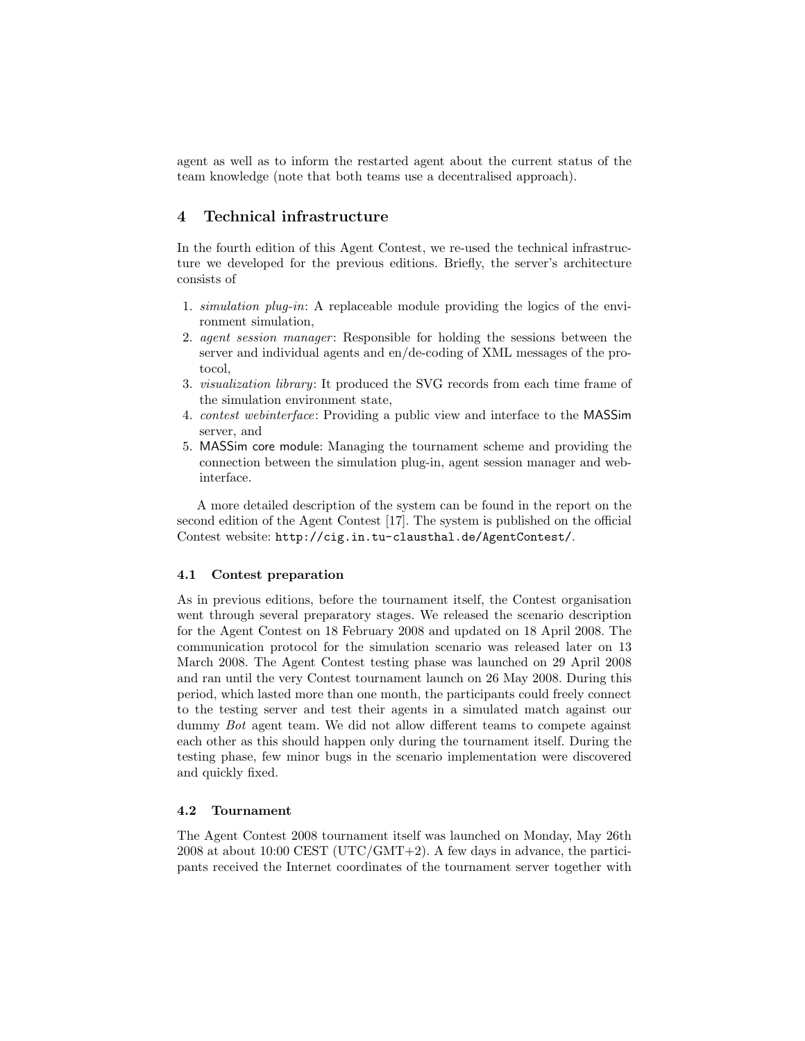agent as well as to inform the restarted agent about the current status of the team knowledge (note that both teams use a decentralised approach).

## 4 Technical infrastructure

In the fourth edition of this Agent Contest, we re-used the technical infrastructure we developed for the previous editions. Briefly, the server's architecture consists of

1. *simulation plug-in*: A replaceable module providing the logics of the environment simulation,
2. *agent session manager*: Responsible for holding the sessions between the server and individual agents and en/de-coding of XML messages of the protocol,
3. *visualization library*: It produced the SVG records from each time frame of the simulation environment state,
4. *contest webinterface*: Providing a public view and interface to the MASSim server, and
5. MASSim core module: Managing the tournament scheme and providing the connection between the simulation plug-in, agent session manager and webinterface.

A more detailed description of the system can be found in the report on the second edition of the Agent Contest [17]. The system is published on the official Contest website: `http://cig.in.tu-clausthal.de/AgentContest/`.

### 4.1 Contest preparation

As in previous editions, before the tournament itself, the Contest organisation went through several preparatory stages. We released the scenario description for the Agent Contest on 18 February 2008 and updated on 18 April 2008. The communication protocol for the simulation scenario was released later on 13 March 2008. The Agent Contest testing phase was launched on 29 April 2008 and ran until the very Contest tournament launch on 26 May 2008. During this period, which lasted more than one month, the participants could freely connect to the testing server and test their agents in a simulated match against our dummy *Bot* agent team. We did not allow different teams to compete against each other as this should happen only during the tournament itself. During the testing phase, few minor bugs in the scenario implementation were discovered and quickly fixed.

### 4.2 Tournament

The Agent Contest 2008 tournament itself was launched on Monday, May 26th 2008 at about 10:00 CEST (UTC/GMT+2). A few days in advance, the participants received the Internet coordinates of the tournament server together with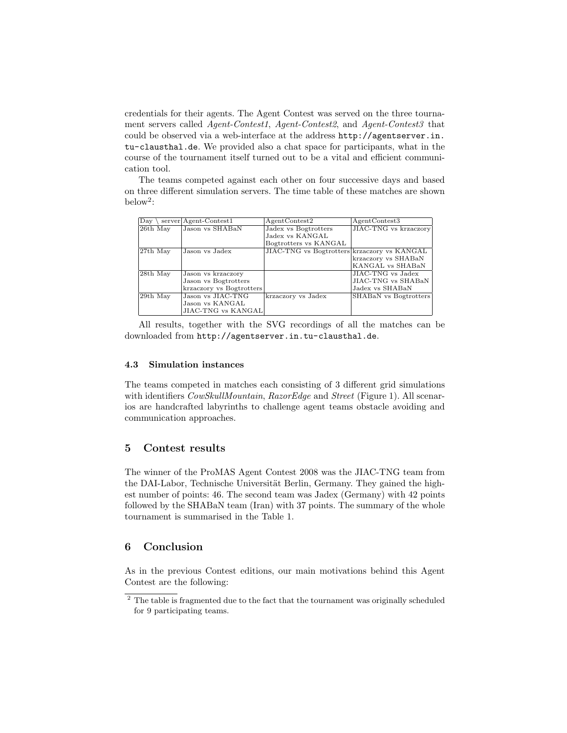credentials for their agents. The Agent Contest was served on the three tournament servers called *Agent-Contest1*, *Agent-Contest2*, and *Agent-Contest3* that could be observed via a web-interface at the address `http://agentserver.in.tu-clausthal.de`. We provided also a chat space for participants, what in the course of the tournament itself turned out to be a vital and efficient communication tool.

The teams competed against each other on four successive days and based on three different simulation servers. The time table of these matches are shown below[2]:

| Day \ server | Agent-Contest1 | AgentContest2 | AgentContest3 |
|---|---|---|---|
| 26th May | Jason vs SHABaN | Jadex vs Bogtrotters<br>Jadex vs KANGAL<br>Bogtrotters vs KANGAL | JIAC-TNG vs krzaczory |
| 27th May | Jason vs Jadex | JIAC-TNG vs Bogtrotters | krzaczory vs KANGAL<br>krzaczory vs SHABaN<br>KANGAL vs SHABaN |
| 28th May | Jason vs krzaczory<br>Jason vs Bogtrotters<br>krzaczory vs Bogtrotters | | JIAC-TNG vs Jadex<br>JIAC-TNG vs SHABaN<br>Jadex vs SHABaN |
| 29th May | Jason vs JIAC-TNG<br>Jason vs KANGAL<br>JIAC-TNG vs KANGAL | krzaczory vs Jadex | SHABaN vs Bogtrotters |

All results, together with the SVG recordings of all the matches can be downloaded from `http://agentserver.in.tu-clausthal.de`.

### 4.3 Simulation instances

The teams competed in matches each consisting of 3 different grid simulations with identifiers *CowSkullMountain*, *RazorEdge* and *Street* (Figure 1). All scenarios are handcrafted labyrinths to challenge agent teams obstacle avoiding and communication approaches.

## 5 Contest results

The winner of the ProMAS Agent Contest 2008 was the JIAC-TNG team from the DAI-Labor, Technische Universität Berlin, Germany. They gained the highest number of points: 46. The second team was Jadex (Germany) with 42 points followed by the SHABaN team (Iran) with 37 points. The summary of the whole tournament is summarised in the Table 1.

## 6 Conclusion

As in the previous Contest editions, our main motivations behind this Agent Contest are the following:

[2] The table is fragmented due to the fact that the tournament was originally scheduled for 9 participating teams.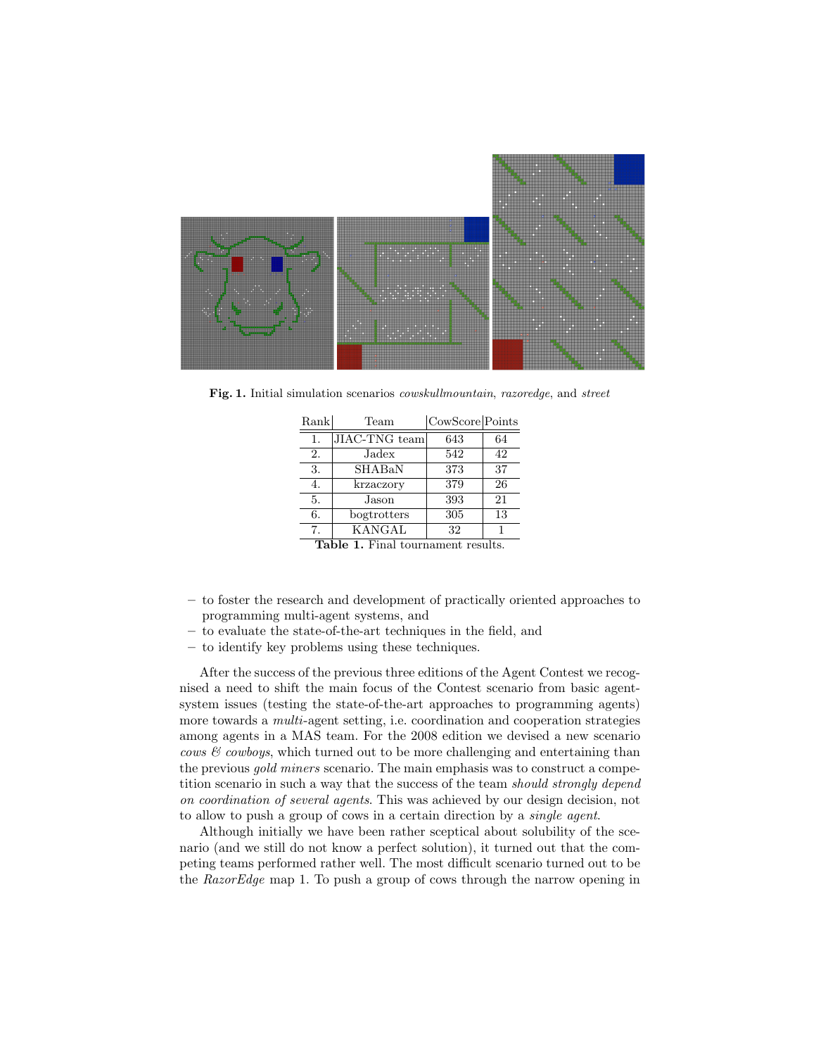**Fig. 1.** Initial simulation scenarios *cowskullmountain*, *razoredge*, and *street*

| Rank | Team | CowScore | Points |
|---|---|---|---|
| 1. | JIAC-TNG team | 643 | 64 |
| 2. | Jadex | 542 | 42 |
| 3. | SHABaN | 373 | 37 |
| 4. | krzaczory | 379 | 26 |
| 5. | Jason | 393 | 21 |
| 6. | bogtrotters | 305 | 13 |
| 7. | KANGAL | 32 | 1 |

**Table 1.** Final tournament results.

- to foster the research and development of practically oriented approaches to programming multi-agent systems, and
- to evaluate the state-of-the-art techniques in the field, and
- to identify key problems using these techniques.

After the success of the previous three editions of the Agent Contest we recognised a need to shift the main focus of the Contest scenario from basic agent-system issues (testing the state-of-the-art approaches to programming agents) more towards a *multi*-agent setting, i.e. coordination and cooperation strategies among agents in a MAS team. For the 2008 edition we devised a new scenario *cows & cowboys*, which turned out to be more challenging and entertaining than the previous *gold miners* scenario. The main emphasis was to construct a competition scenario in such a way that the success of the team *should strongly depend on coordination of several agents*. This was achieved by our design decision, not to allow to push a group of cows in a certain direction by a *single agent*.

Although initially we have been rather sceptical about solubility of the scenario (and we still do not know a perfect solution), it turned out that the competing teams performed rather well. The most difficult scenario turned out to be the *RazorEdge* map 1. To push a group of cows through the narrow opening in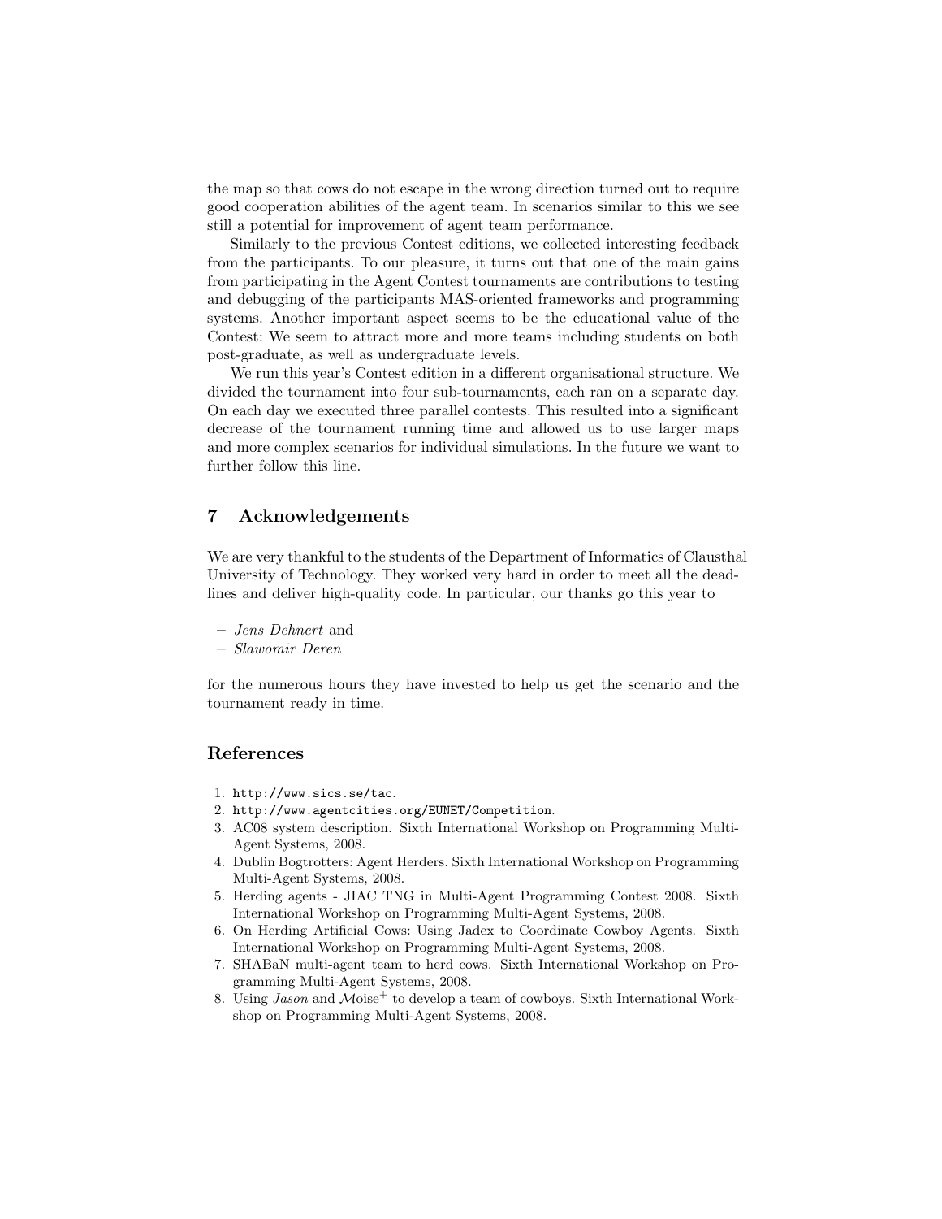the map so that cows do not escape in the wrong direction turned out to require good cooperation abilities of the agent team. In scenarios similar to this we see still a potential for improvement of agent team performance.

Similarly to the previous Contest editions, we collected interesting feedback from the participants. To our pleasure, it turns out that one of the main gains from participating in the Agent Contest tournaments are contributions to testing and debugging of the participants MAS-oriented frameworks and programming systems. Another important aspect seems to be the educational value of the Contest: We seem to attract more and more teams including students on both post-graduate, as well as undergraduate levels.

We run this year's Contest edition in a different organisational structure. We divided the tournament into four sub-tournaments, each ran on a separate day. On each day we executed three parallel contests. This resulted into a significant decrease of the tournament running time and allowed us to use larger maps and more complex scenarios for individual simulations. In the future we want to further follow this line.

## 7 Acknowledgements

We are very thankful to the students of the Department of Informatics of Clausthal University of Technology. They worked very hard in order to meet all the deadlines and deliver high-quality code. In particular, our thanks go this year to

- *Jens Dehnert* and
- *Slawomir Deren*

for the numerous hours they have invested to help us get the scenario and the tournament ready in time.

## References

1. `http://www.sics.se/tac`.
2. `http://www.agentcities.org/EUNET/Competition`.
3. AC08 system description. Sixth International Workshop on Programming Multi-Agent Systems, 2008.
4. Dublin Bogtrotters: Agent Herders. Sixth International Workshop on Programming Multi-Agent Systems, 2008.
5. Herding agents - JIAC TNG in Multi-Agent Programming Contest 2008. Sixth International Workshop on Programming Multi-Agent Systems, 2008.
6. On Herding Artificial Cows: Using Jadex to Coordinate Cowboy Agents. Sixth International Workshop on Programming Multi-Agent Systems, 2008.
7. SHABaN multi-agent team to herd cows. Sixth International Workshop on Programming Multi-Agent Systems, 2008.
8. Using *Jason* and $\mathcal{M}$oise$^+$ to develop a team of cowboys. Sixth International Workshop on Programming Multi-Agent Systems, 2008.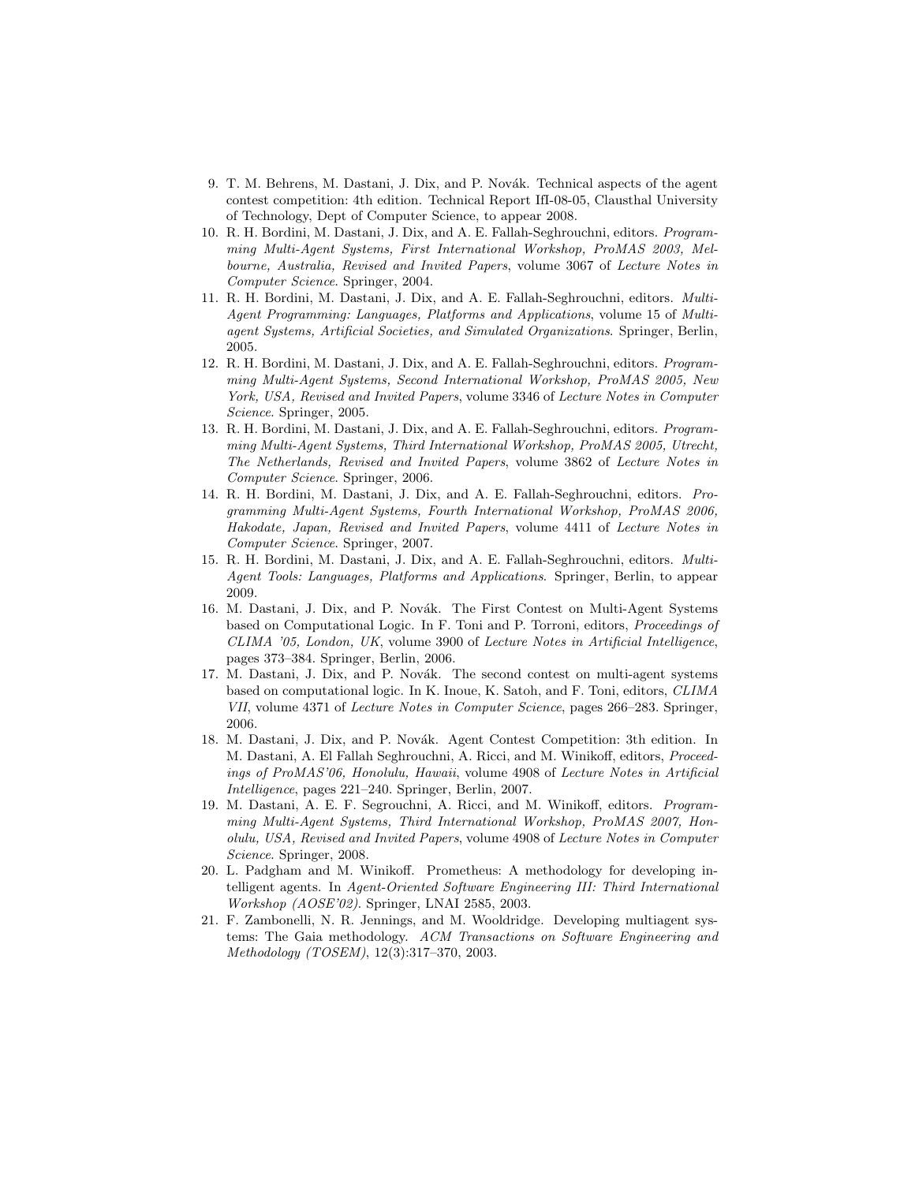9. T. M. Behrens, M. Dastani, J. Dix, and P. Novák. Technical aspects of the agent contest competition: 4th edition. Technical Report IfI-08-05, Clausthal University of Technology, Dept of Computer Science, to appear 2008.
10. R. H. Bordini, M. Dastani, J. Dix, and A. E. Fallah-Seghrouchni, editors. *Programming Multi-Agent Systems, First International Workshop, ProMAS 2003, Melbourne, Australia, Revised and Invited Papers*, volume 3067 of *Lecture Notes in Computer Science*. Springer, 2004.
11. R. H. Bordini, M. Dastani, J. Dix, and A. E. Fallah-Seghrouchni, editors. *Multi-Agent Programming: Languages, Platforms and Applications*, volume 15 of *Multiagent Systems, Artificial Societies, and Simulated Organizations*. Springer, Berlin, 2005.
12. R. H. Bordini, M. Dastani, J. Dix, and A. E. Fallah-Seghrouchni, editors. *Programming Multi-Agent Systems, Second International Workshop, ProMAS 2005, New York, USA, Revised and Invited Papers*, volume 3346 of *Lecture Notes in Computer Science*. Springer, 2005.
13. R. H. Bordini, M. Dastani, J. Dix, and A. E. Fallah-Seghrouchni, editors. *Programming Multi-Agent Systems, Third International Workshop, ProMAS 2005, Utrecht, The Netherlands, Revised and Invited Papers*, volume 3862 of *Lecture Notes in Computer Science*. Springer, 2006.
14. R. H. Bordini, M. Dastani, J. Dix, and A. E. Fallah-Seghrouchni, editors. *Programming Multi-Agent Systems, Fourth International Workshop, ProMAS 2006, Hakodate, Japan, Revised and Invited Papers*, volume 4411 of *Lecture Notes in Computer Science*. Springer, 2007.
15. R. H. Bordini, M. Dastani, J. Dix, and A. E. Fallah-Seghrouchni, editors. *Multi-Agent Tools: Languages, Platforms and Applications*. Springer, Berlin, to appear 2009.
16. M. Dastani, J. Dix, and P. Novák. The First Contest on Multi-Agent Systems based on Computational Logic. In F. Toni and P. Torroni, editors, *Proceedings of CLIMA '05, London, UK*, volume 3900 of *Lecture Notes in Artificial Intelligence*, pages 373–384. Springer, Berlin, 2006.
17. M. Dastani, J. Dix, and P. Novák. The second contest on multi-agent systems based on computational logic. In K. Inoue, K. Satoh, and F. Toni, editors, *CLIMA VII*, volume 4371 of *Lecture Notes in Computer Science*, pages 266–283. Springer, 2006.
18. M. Dastani, J. Dix, and P. Novák. Agent Contest Competition: 3th edition. In M. Dastani, A. El Fallah Seghrouchni, A. Ricci, and M. Winikoff, editors, *Proceedings of ProMAS'06, Honolulu, Hawaii*, volume 4908 of *Lecture Notes in Artificial Intelligence*, pages 221–240. Springer, Berlin, 2007.
19. M. Dastani, A. E. F. Segrouchni, A. Ricci, and M. Winikoff, editors. *Programming Multi-Agent Systems, Third International Workshop, ProMAS 2007, Honolulu, USA, Revised and Invited Papers*, volume 4908 of *Lecture Notes in Computer Science*. Springer, 2008.
20. L. Padgham and M. Winikoff. Prometheus: A methodology for developing intelligent agents. In *Agent-Oriented Software Engineering III: Third International Workshop (AOSE'02)*. Springer, LNAI 2585, 2003.
21. F. Zambonelli, N. R. Jennings, and M. Wooldridge. Developing multiagent systems: The Gaia methodology. *ACM Transactions on Software Engineering and Methodology (TOSEM)*, 12(3):317–370, 2003.